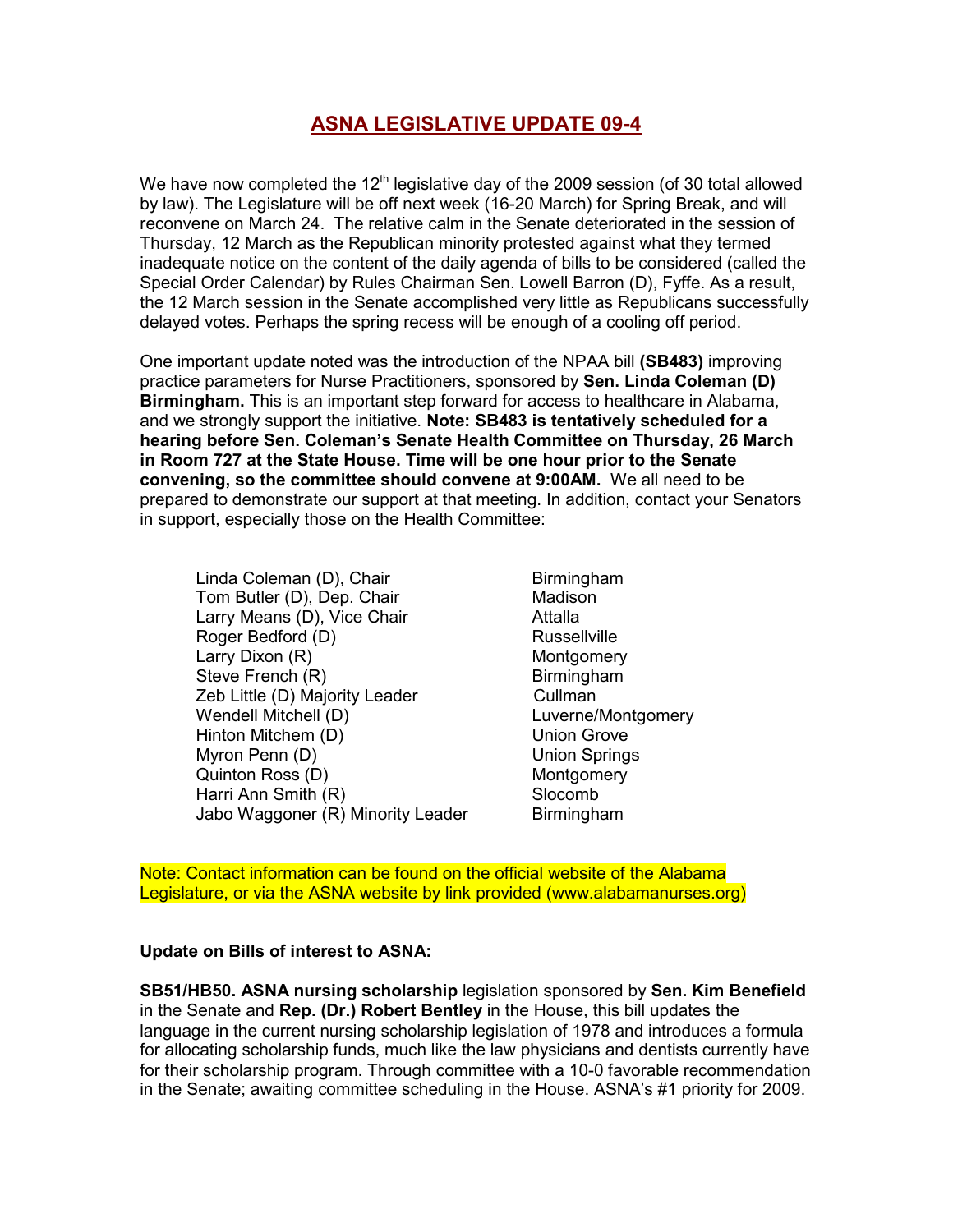# ASNA LEGISLATIVE UPDATE 09-4

We have now completed the 12th legislative day of the 2009 session (of 30 total allowed by law). The Legislature will be off next week (16-20 March) for Spring Break, and will reconvene on March 24. The relative calm in the Senate deteriorated in the session of Thursday, 12 March as the Republican minority protested against what they termed inadequate notice on the content of the daily agenda of bills to be considered (called the Special Order Calendar) by Rules Chairman Sen. Lowell Barron (D), Fyffe. As a result, the 12 March session in the Senate accomplished very little as Republicans successfully delayed votes. Perhaps the spring recess will be enough of a cooling off period.

One important update noted was the introduction of the NPAA bill **(SB483)** improving practice parameters for Nurse Practitioners, sponsored by **Sen. Linda Coleman (D) Birmingham.** This is an important step forward for access to healthcare in Alabama, and we strongly support the initiative. **Note: SB483 is tentatively scheduled for a hearing before Sen. Coleman's Senate Health Committee on Thursday, 26 March in Room 727 at the State House. Time will be one hour prior to the Senate convening, so the committee should convene at 9:00AM.** We all need to be prepared to demonstrate our support at that meeting. In addition, contact your Senators in support, especially those on the Health Committee:

| | |
|---|---|
| Linda Coleman (D), Chair | Birmingham |
| Tom Butler (D), Dep. Chair | Madison |
| Larry Means (D), Vice Chair | Attalla |
| Roger Bedford (D) | Russellville |
| Larry Dixon (R) | Montgomery |
| Steve French (R) | Birmingham |
| Zeb Little (D) Majority Leader | Cullman |
| Wendell Mitchell (D) | Luverne/Montgomery |
| Hinton Mitchem (D) | Union Grove |
| Myron Penn (D) | Union Springs |
| Quinton Ross (D) | Montgomery |
| Harri Ann Smith (R) | Slocomb |
| Jabo Waggoner (R) Minority Leader | Birmingham |

Note: Contact information can be found on the official website of the Alabama Legislature, or via the ASNA website by link provided (www.alabamanurses.org)

**Update on Bills of interest to ASNA:**

**SB51/HB50. ASNA nursing scholarship** legislation sponsored by **Sen. Kim Benefield** in the Senate and **Rep. (Dr.) Robert Bentley** in the House, this bill updates the language in the current nursing scholarship legislation of 1978 and introduces a formula for allocating scholarship funds, much like the law physicians and dentists currently have for their scholarship program. Through committee with a 10-0 favorable recommendation in the Senate; awaiting committee scheduling in the House. ASNA's #1 priority for 2009.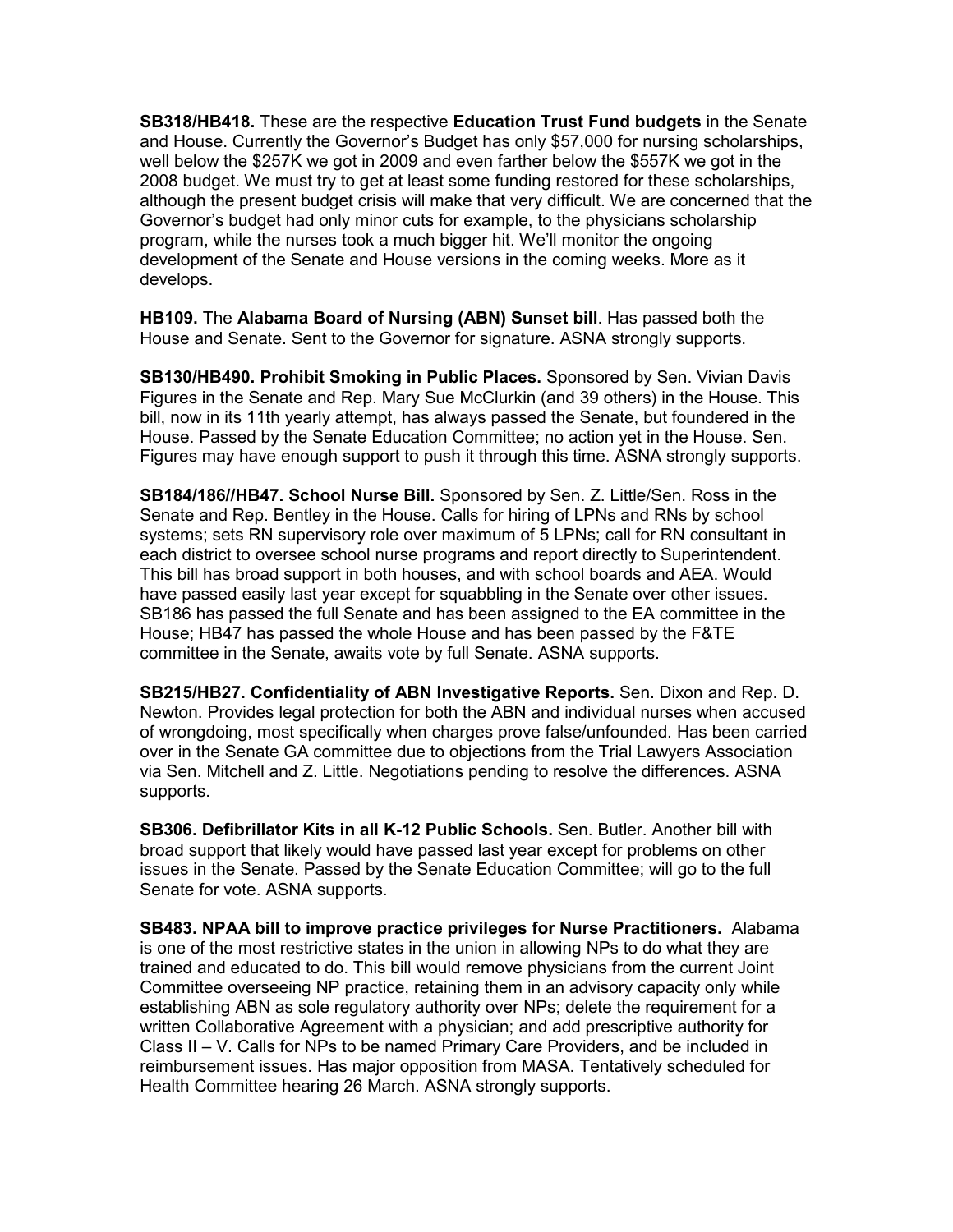**SB318/HB418.** These are the respective **Education Trust Fund budgets** in the Senate and House. Currently the Governor's Budget has only $57,000 for nursing scholarships, well below the $257K we got in 2009 and even farther below the $557K we got in the 2008 budget. We must try to get at least some funding restored for these scholarships, although the present budget crisis will make that very difficult. We are concerned that the Governor's budget had only minor cuts for example, to the physicians scholarship program, while the nurses took a much bigger hit. We'll monitor the ongoing development of the Senate and House versions in the coming weeks. More as it develops.

**HB109.** The **Alabama Board of Nursing (ABN) Sunset bill**. Has passed both the House and Senate. Sent to the Governor for signature. ASNA strongly supports.

**SB130/HB490. Prohibit Smoking in Public Places.** Sponsored by Sen. Vivian Davis Figures in the Senate and Rep. Mary Sue McClurkin (and 39 others) in the House. This bill, now in its 11th yearly attempt, has always passed the Senate, but foundered in the House. Passed by the Senate Education Committee; no action yet in the House. Sen. Figures may have enough support to push it through this time. ASNA strongly supports.

**SB184/186//HB47. School Nurse Bill.** Sponsored by Sen. Z. Little/Sen. Ross in the Senate and Rep. Bentley in the House. Calls for hiring of LPNs and RNs by school systems; sets RN supervisory role over maximum of 5 LPNs; call for RN consultant in each district to oversee school nurse programs and report directly to Superintendent. This bill has broad support in both houses, and with school boards and AEA. Would have passed easily last year except for squabbling in the Senate over other issues. SB186 has passed the full Senate and has been assigned to the EA committee in the House; HB47 has passed the whole House and has been passed by the F&TE committee in the Senate, awaits vote by full Senate. ASNA supports.

**SB215/HB27. Confidentiality of ABN Investigative Reports.** Sen. Dixon and Rep. D. Newton. Provides legal protection for both the ABN and individual nurses when accused of wrongdoing, most specifically when charges prove false/unfounded. Has been carried over in the Senate GA committee due to objections from the Trial Lawyers Association via Sen. Mitchell and Z. Little. Negotiations pending to resolve the differences. ASNA supports.

**SB306. Defibrillator Kits in all K-12 Public Schools.** Sen. Butler. Another bill with broad support that likely would have passed last year except for problems on other issues in the Senate. Passed by the Senate Education Committee; will go to the full Senate for vote. ASNA supports.

**SB483. NPAA bill to improve practice privileges for Nurse Practitioners.** Alabama is one of the most restrictive states in the union in allowing NPs to do what they are trained and educated to do. This bill would remove physicians from the current Joint Committee overseeing NP practice, retaining them in an advisory capacity only while establishing ABN as sole regulatory authority over NPs; delete the requirement for a written Collaborative Agreement with a physician; and add prescriptive authority for Class II – V. Calls for NPs to be named Primary Care Providers, and be included in reimbursement issues. Has major opposition from MASA. Tentatively scheduled for Health Committee hearing 26 March. ASNA strongly supports.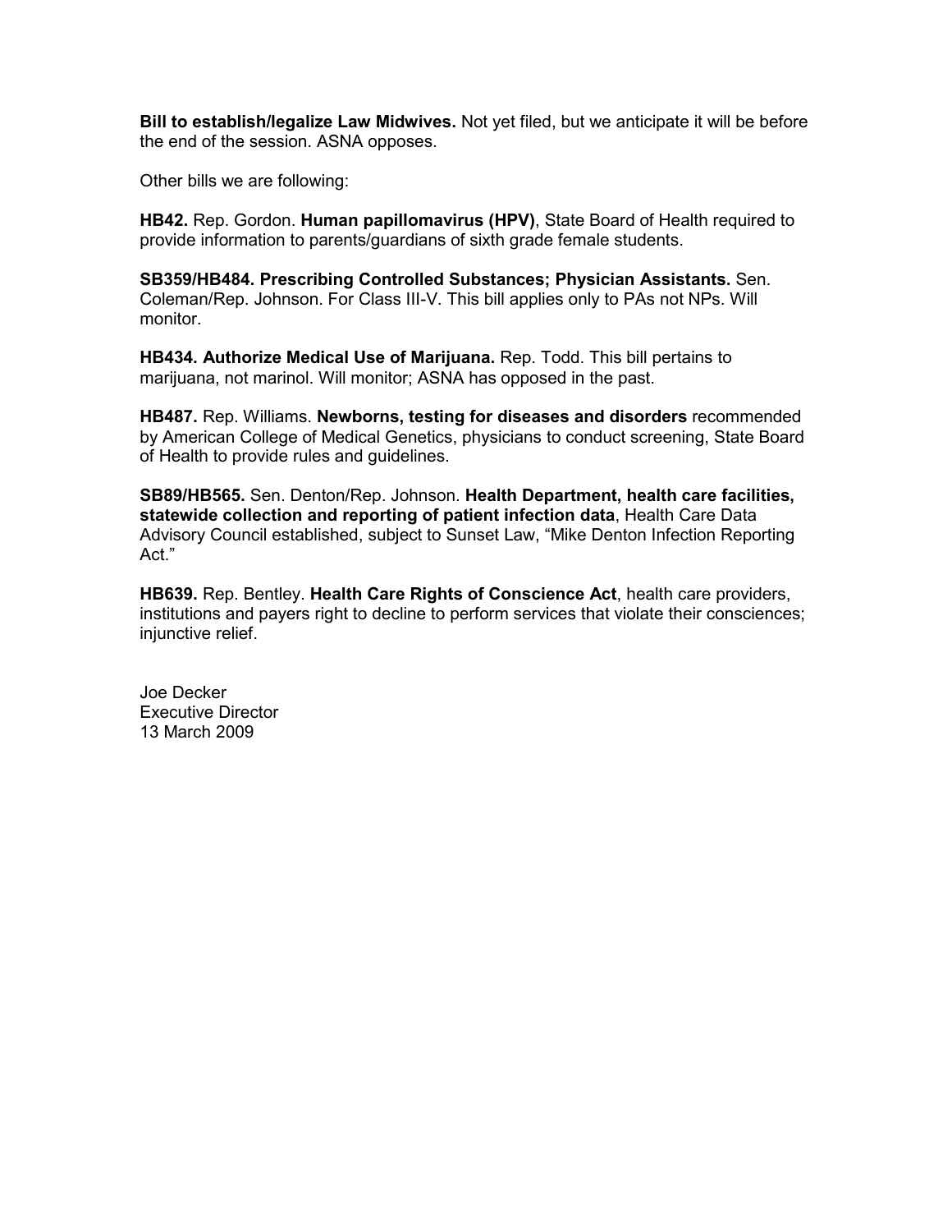**Bill to establish/legalize Law Midwives.** Not yet filed, but we anticipate it will be before the end of the session. ASNA opposes.

Other bills we are following:

**HB42.** Rep. Gordon. **Human papillomavirus (HPV)**, State Board of Health required to provide information to parents/guardians of sixth grade female students.

**SB359/HB484. Prescribing Controlled Substances; Physician Assistants.** Sen. Coleman/Rep. Johnson. For Class III-V. This bill applies only to PAs not NPs. Will monitor.

**HB434. Authorize Medical Use of Marijuana.** Rep. Todd. This bill pertains to marijuana, not marinol. Will monitor; ASNA has opposed in the past.

**HB487.** Rep. Williams. **Newborns, testing for diseases and disorders** recommended by American College of Medical Genetics, physicians to conduct screening, State Board of Health to provide rules and guidelines.

**SB89/HB565.** Sen. Denton/Rep. Johnson. **Health Department, health care facilities, statewide collection and reporting of patient infection data**, Health Care Data Advisory Council established, subject to Sunset Law, "Mike Denton Infection Reporting Act."

**HB639.** Rep. Bentley. **Health Care Rights of Conscience Act**, health care providers, institutions and payers right to decline to perform services that violate their consciences; injunctive relief.

Joe Decker
Executive Director
13 March 2009